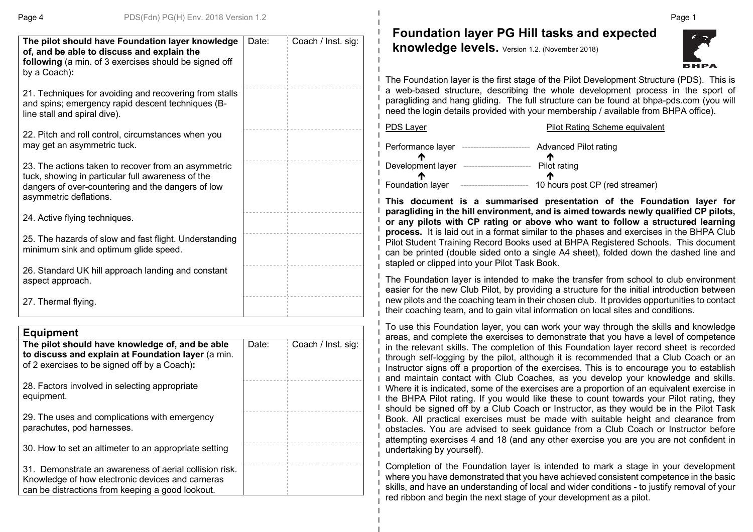| The pilot should have Foundation layer knowledge of, and be able to discuss and explain the following (a min. of 3 exercises should be signed off by a Coach): | Date: | Coach / Inst. sig: |
|---|---|---|
| 21. Techniques for avoiding and recovering from stalls and spins; emergency rapid descent techniques (B-line stall and spiral dive). | | |
| 22. Pitch and roll control, circumstances when you may get an asymmetric tuck. | | |
| 23. The actions taken to recover from an asymmetric tuck, showing in particular full awareness of the dangers of over-countering and the dangers of low asymmetric deflations. | | |
| 24. Active flying techniques. | | |
| 25. The hazards of slow and fast flight. Understanding minimum sink and optimum glide speed. | | |
| 26. Standard UK hill approach landing and constant aspect approach. | | |
| 27. Thermal flying. | | |

## Equipment

| The pilot should have knowledge of, and be able to discuss and explain at Foundation layer (a min. of 2 exercises to be signed off by a Coach): | Date: | Coach / Inst. sig: |
|---|---|---|
| 28. Factors involved in selecting appropriate equipment. | | |
| 29. The uses and complications with emergency parachutes, pod harnesses. | | |
| 30. How to set an altimeter to an appropriate setting | | |
| 31. Demonstrate an awareness of aerial collision risk. Knowledge of how electronic devices and cameras can be distractions from keeping a good lookout. | | |

# Foundation layer PG Hill tasks and expected knowledge levels.

Version 1.2. (November 2018)

BHPA

The Foundation layer is the first stage of the Pilot Development Structure (PDS). This is a web-based structure, describing the whole development process in the sport of paragliding and hang gliding. The full structure can be found at bhpa-pds.com (you will need the login details provided with your membership / available from BHPA office).

| PDS Layer | Pilot Rating Scheme equivalent |
|---|---|
| Performance layer | Advanced Pilot rating |
| ↑ Development layer | ↑ Pilot rating |
| ↑ Foundation layer | ↑ 10 hours post CP (red streamer) |

**This document is a summarised presentation of the Foundation layer for paragliding in the hill environment, and is aimed towards newly qualified CP pilots, or any pilots with CP rating or above who want to follow a structured learning process.** It is laid out in a format similar to the phases and exercises in the BHPA Club Pilot Student Training Record Books used at BHPA Registered Schools. This document can be printed (double sided onto a single A4 sheet), folded down the dashed line and stapled or clipped into your Pilot Task Book.

The Foundation layer is intended to make the transfer from school to club environment easier for the new Club Pilot, by providing a structure for the initial introduction between new pilots and the coaching team in their chosen club. It provides opportunities to contact their coaching team, and to gain vital information on local sites and conditions.

To use this Foundation layer, you can work your way through the skills and knowledge areas, and complete the exercises to demonstrate that you have a level of competence in the relevant skills. The completion of this Foundation layer record sheet is recorded through self-logging by the pilot, although it is recommended that a Club Coach or an Instructor signs off a proportion of the exercises. This is to encourage you to establish and maintain contact with Club Coaches, as you develop your knowledge and skills. Where it is indicated, some of the exercises are a proportion of an equivalent exercise in the BHPA Pilot rating. If you would like these to count towards your Pilot rating, they should be signed off by a Club Coach or Instructor, as they would be in the Pilot Task Book. All practical exercises must be made with suitable height and clearance from obstacles. You are advised to seek guidance from a Club Coach or Instructor before attempting exercises 4 and 18 (and any other exercise you are you are not confident in undertaking by yourself).

Completion of the Foundation layer is intended to mark a stage in your development where you have demonstrated that you have achieved consistent competence in the basic skills, and have an understanding of local and wider conditions - to justify removal of your red ribbon and begin the next stage of your development as a pilot.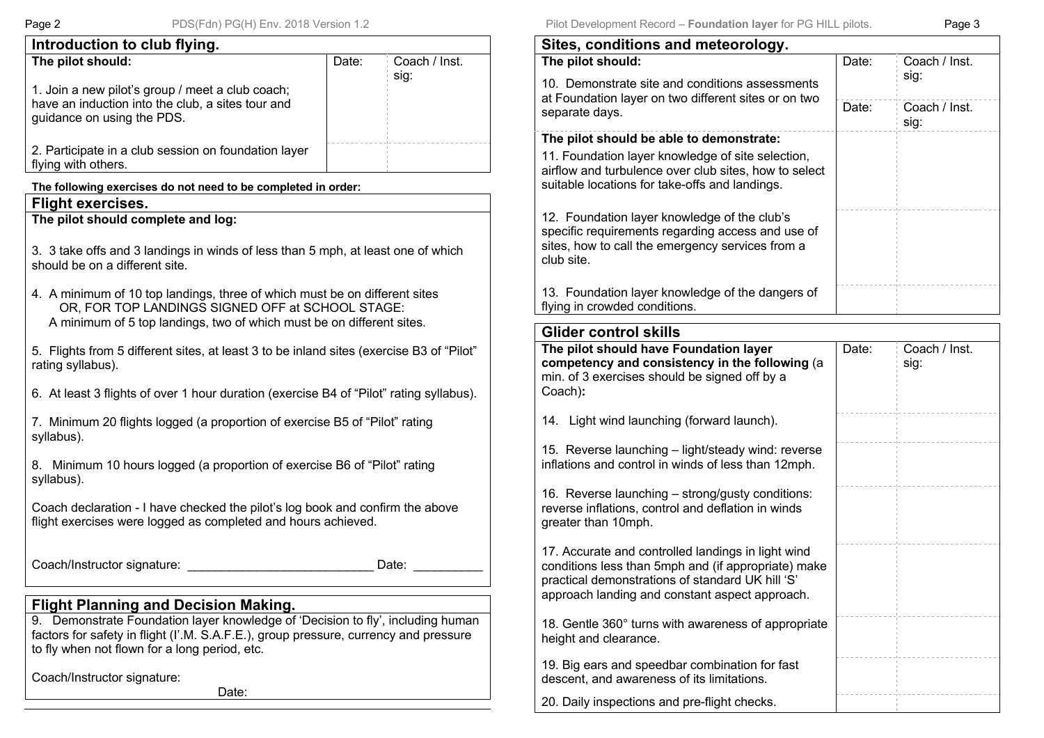## Introduction to club flying.

| The pilot should: | Date: | Coach / Inst. sig: |
|---|---|---|
| 1. Join a new pilot's group / meet a club coach; have an induction into the club, a sites tour and guidance on using the PDS. | | |
| 2. Participate in a club session on foundation layer flying with others. | | |

**The following exercises do not need to be completed in order:**

## Flight exercises.

**The pilot should complete and log:**

3. 3 take offs and 3 landings in winds of less than 5 mph, at least one of which should be on a different site.

4. A minimum of 10 top landings, three of which must be on different sites
   OR, FOR TOP LANDINGS SIGNED OFF at SCHOOL STAGE:
   A minimum of 5 top landings, two of which must be on different sites.

5. Flights from 5 different sites, at least 3 to be inland sites (exercise B3 of "Pilot" rating syllabus).

6. At least 3 flights of over 1 hour duration (exercise B4 of "Pilot" rating syllabus).

7. Minimum 20 flights logged (a proportion of exercise B5 of "Pilot" rating syllabus).

8. Minimum 10 hours logged (a proportion of exercise B6 of "Pilot" rating syllabus).

Coach declaration - I have checked the pilot's log book and confirm the above flight exercises were logged as completed and hours achieved.

Coach/Instructor signature: ___________________________ Date: __________

## Flight Planning and Decision Making.

9. Demonstrate Foundation layer knowledge of 'Decision to fly', including human factors for safety in flight (I'.M. S.A.F.E.), group pressure, currency and pressure to fly when not flown for a long period, etc.

Coach/Instructor signature:

Date:

## Sites, conditions and meteorology.

| The pilot should: | Date: | Coach / Inst. sig: |
|---|---|---|
| 10. Demonstrate site and conditions assessments at Foundation layer on two different sites or on two separate days. | Date: | Coach / Inst. sig: |
| **The pilot should be able to demonstrate:** 11. Foundation layer knowledge of site selection, airflow and turbulence over club sites, how to select suitable locations for take-offs and landings. | | |
| 12. Foundation layer knowledge of the club's specific requirements regarding access and use of sites, how to call the emergency services from a club site. | | |
| 13. Foundation layer knowledge of the dangers of flying in crowded conditions. | | |

## Glider control skills

| The pilot should have Foundation layer competency and consistency in the following (a min. of 3 exercises should be signed off by a Coach): | Date: | Coach / Inst. sig: |
|---|---|---|
| 14. Light wind launching (forward launch). | | |
| 15. Reverse launching – light/steady wind: reverse inflations and control in winds of less than 12mph. | | |
| 16. Reverse launching – strong/gusty conditions: reverse inflations, control and deflation in winds greater than 10mph. | | |
| 17. Accurate and controlled landings in light wind conditions less than 5mph and (if appropriate) make practical demonstrations of standard UK hill 'S' approach landing and constant aspect approach. | | |
| 18. Gentle 360° turns with awareness of appropriate height and clearance. | | |
| 19. Big ears and speedbar combination for fast descent, and awareness of its limitations. | | |
| 20. Daily inspections and pre-flight checks. | | |